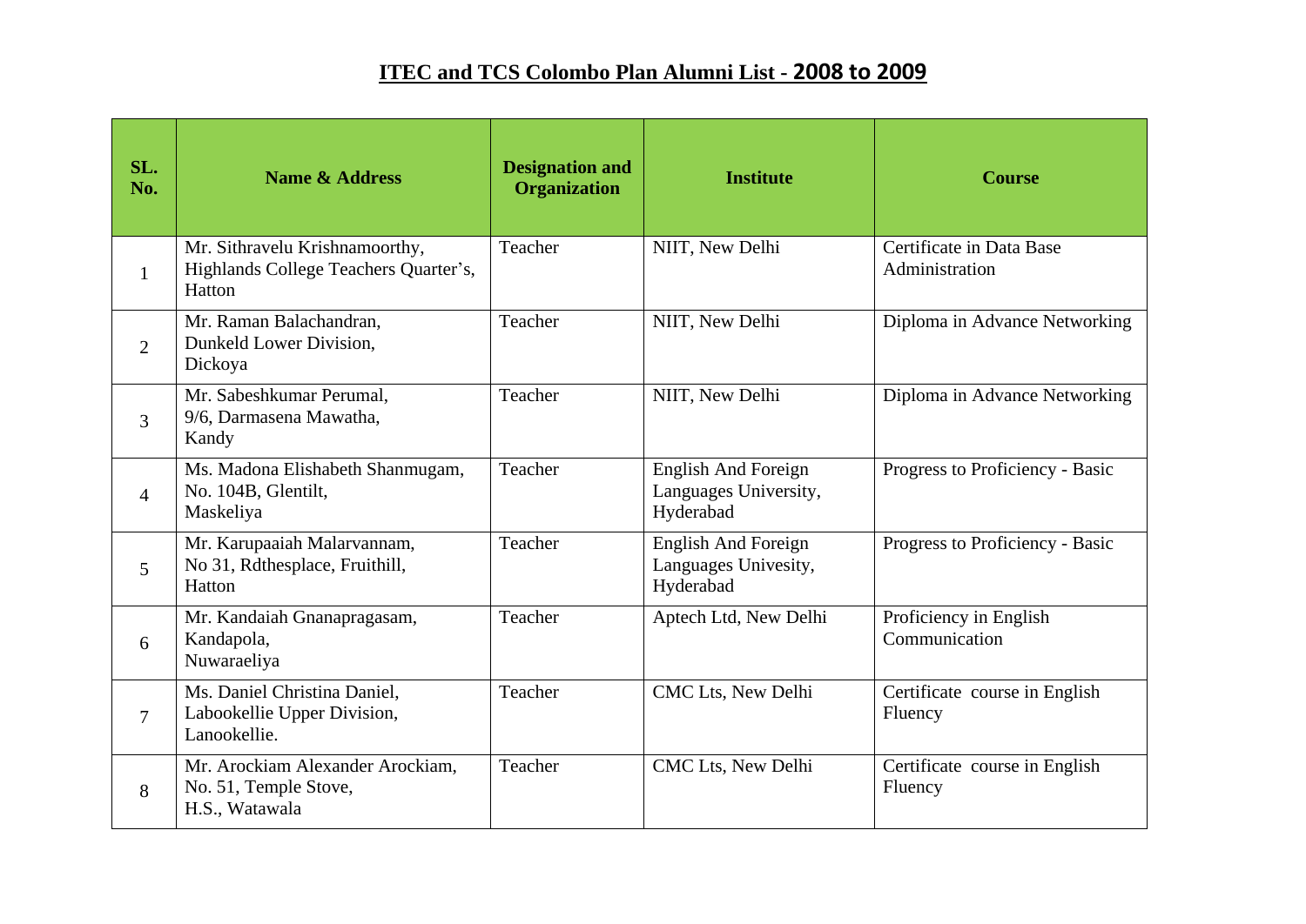# ITEC and TCS Colombo Plan Alumni List - 2008 to 2009

| SL. No. | Name & Address | Designation and Organization | Institute | Course |
|---|---|---|---|---|
| 1 | Mr. Sithravelu Krishnamoorthy, Highlands College Teachers Quarter's, Hatton | Teacher | NIIT, New Delhi | Certificate in Data Base Administration |
| 2 | Mr. Raman Balachandran, Dunkeld Lower Division, Dickoya | Teacher | NIIT, New Delhi | Diploma in Advance Networking |
| 3 | Mr. Sabeshkumar Perumal, 9/6, Darmasena Mawatha, Kandy | Teacher | NIIT, New Delhi | Diploma in Advance Networking |
| 4 | Ms. Madona Elishabeth Shanmugam, No. 104B, Glentilt, Maskeliya | Teacher | English And Foreign Languages University, Hyderabad | Progress to Proficiency - Basic |
| 5 | Mr. Karupaaiah Malarvannam, No 31, Rdthesplace, Fruithill, Hatton | Teacher | English And Foreign Languages Univesity, Hyderabad | Progress to Proficiency - Basic |
| 6 | Mr. Kandaiah Gnanapragasam, Kandapola, Nuwaraeliya | Teacher | Aptech Ltd, New Delhi | Proficiency in English Communication |
| 7 | Ms. Daniel Christina Daniel, Labookellie Upper Division, Lanookellie. | Teacher | CMC Lts, New Delhi | Certificate course in English Fluency |
| 8 | Mr. Arockiam Alexander Arockiam, No. 51, Temple Stove, H.S., Watawala | Teacher | CMC Lts, New Delhi | Certificate course in English Fluency |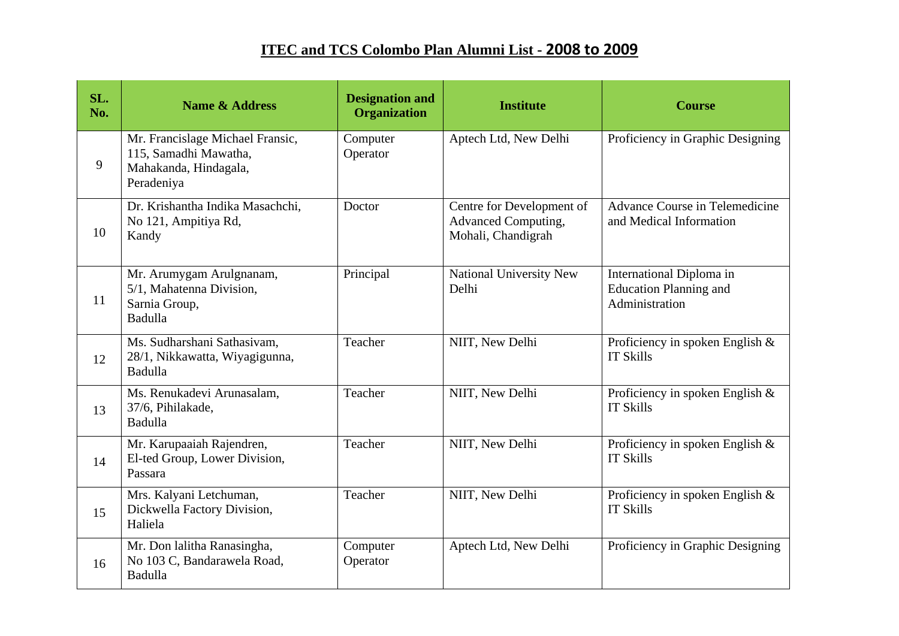## ITEC and TCS Colombo Plan Alumni List - 2008 to 2009

| SL. No. | Name & Address | Designation and Organization | Institute | Course |
|---|---|---|---|---|
| 9 | Mr. Francislage Michael Fransic, 115, Samadhi Mawatha, Mahakanda, Hindagala, Peradeniya | Computer Operator | Aptech Ltd, New Delhi | Proficiency in Graphic Designing |
| 10 | Dr. Krishantha Indika Masachchi, No 121, Ampitiya Rd, Kandy | Doctor | Centre for Development of Advanced Computing, Mohali, Chandigrah | Advance Course in Telemedicine and Medical Information |
| 11 | Mr. Arumygam Arulgnanam, 5/1, Mahatenna Division, Sarnia Group, Badulla | Principal | National University New Delhi | International Diploma in Education Planning and Administration |
| 12 | Ms. Sudharshani Sathasivam, 28/1, Nikkawatta, Wiyagigunna, Badulla | Teacher | NIIT, New Delhi | Proficiency in spoken English & IT Skills |
| 13 | Ms. Renukadevi Arunasalam, 37/6, Pihilakade, Badulla | Teacher | NIIT, New Delhi | Proficiency in spoken English & IT Skills |
| 14 | Mr. Karupaaiah Rajendren, El-ted Group, Lower Division, Passara | Teacher | NIIT, New Delhi | Proficiency in spoken English & IT Skills |
| 15 | Mrs. Kalyani Letchuman, Dickwella Factory Division, Haliela | Teacher | NIIT, New Delhi | Proficiency in spoken English & IT Skills |
| 16 | Mr. Don lalitha Ranasingha, No 103 C, Bandarawela Road, Badulla | Computer Operator | Aptech Ltd, New Delhi | Proficiency in Graphic Designing |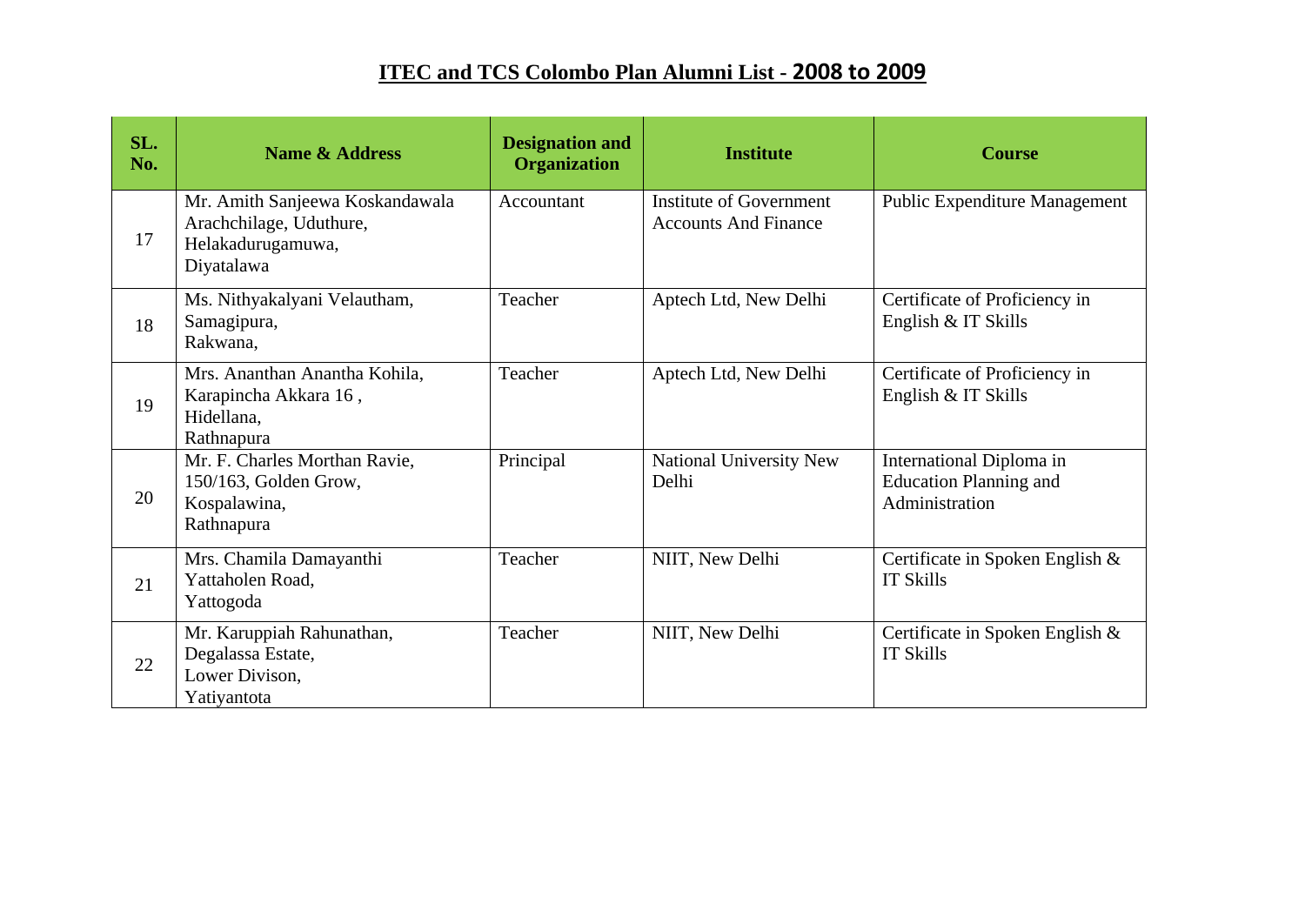# ITEC and TCS Colombo Plan Alumni List - 2008 to 2009

| SL. No. | Name & Address | Designation and Organization | Institute | Course |
|---|---|---|---|---|
| 17 | Mr. Amith Sanjeewa Koskandawala Arachchilage, Uduthure, Helakadurugamuwa, Diyatalawa | Accountant | Institute of Government Accounts And Finance | Public Expenditure Management |
| 18 | Ms. Nithyakalyani Velautham, Samagipura, Rakwana, | Teacher | Aptech Ltd, New Delhi | Certificate of Proficiency in English & IT Skills |
| 19 | Mrs. Ananthan Anantha Kohila, Karapincha Akkara 16 , Hidellana, Rathnapura | Teacher | Aptech Ltd, New Delhi | Certificate of Proficiency in English & IT Skills |
| 20 | Mr. F. Charles Morthan Ravie, 150/163, Golden Grow, Kospalawina, Rathnapura | Principal | National University New Delhi | International Diploma in Education Planning and Administration |
| 21 | Mrs. Chamila Damayanthi Yattaholen Road, Yattogoda | Teacher | NIIT, New Delhi | Certificate in Spoken English & IT Skills |
| 22 | Mr. Karuppiah Rahunathan, Degalassa Estate, Lower Divison, Yatiyantota | Teacher | NIIT, New Delhi | Certificate in Spoken English & IT Skills |